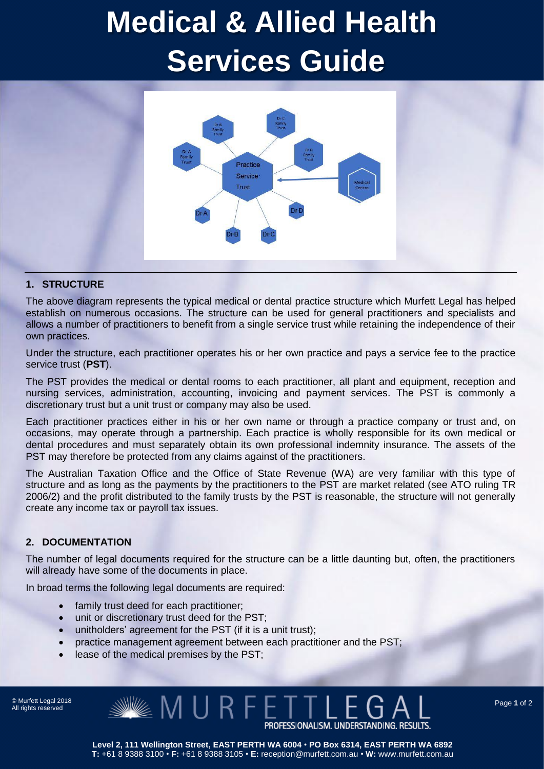# Medical & Allied Health Services Guide

## 1. STRUCTURE

The above diagram represents the typical medical or dental practice structure which Murfett Legal has helped establish on numerous occasions. The structure can be used for general practitioners and specialists and allows a number of practitioners to benefit from a single service trust while retaining the independence of their own practices.

Under the structure, each practitioner operates his or her own practice and pays a service fee to the practice service trust (**PST**).

The PST provides the medical or dental rooms to each practitioner, all plant and equipment, reception and nursing services, administration, accounting, invoicing and payment services. The PST is commonly a discretionary trust but a unit trust or company may also be used.

Each practitioner practices either in his or her own name or through a practice company or trust and, on occasions, may operate through a partnership. Each practice is wholly responsible for its own medical or dental procedures and must separately obtain its own professional indemnity insurance. The assets of the PST may therefore be protected from any claims against of the practitioners.

The Australian Taxation Office and the Office of State Revenue (WA) are very familiar with this type of structure and as long as the payments by the practitioners to the PST are market related (see ATO ruling TR 2006/2) and the profit distributed to the family trusts by the PST is reasonable, the structure will not generally create any income tax or payroll tax issues.

## 2. DOCUMENTATION

The number of legal documents required for the structure can be a little daunting but, often, the practitioners will already have some of the documents in place.

In broad terms the following legal documents are required:

- family trust deed for each practitioner;
- unit or discretionary trust deed for the PST;
- unitholders' agreement for the PST (if it is a unit trust);
- practice management agreement between each practitioner and the PST;
- lease of the medical premises by the PST;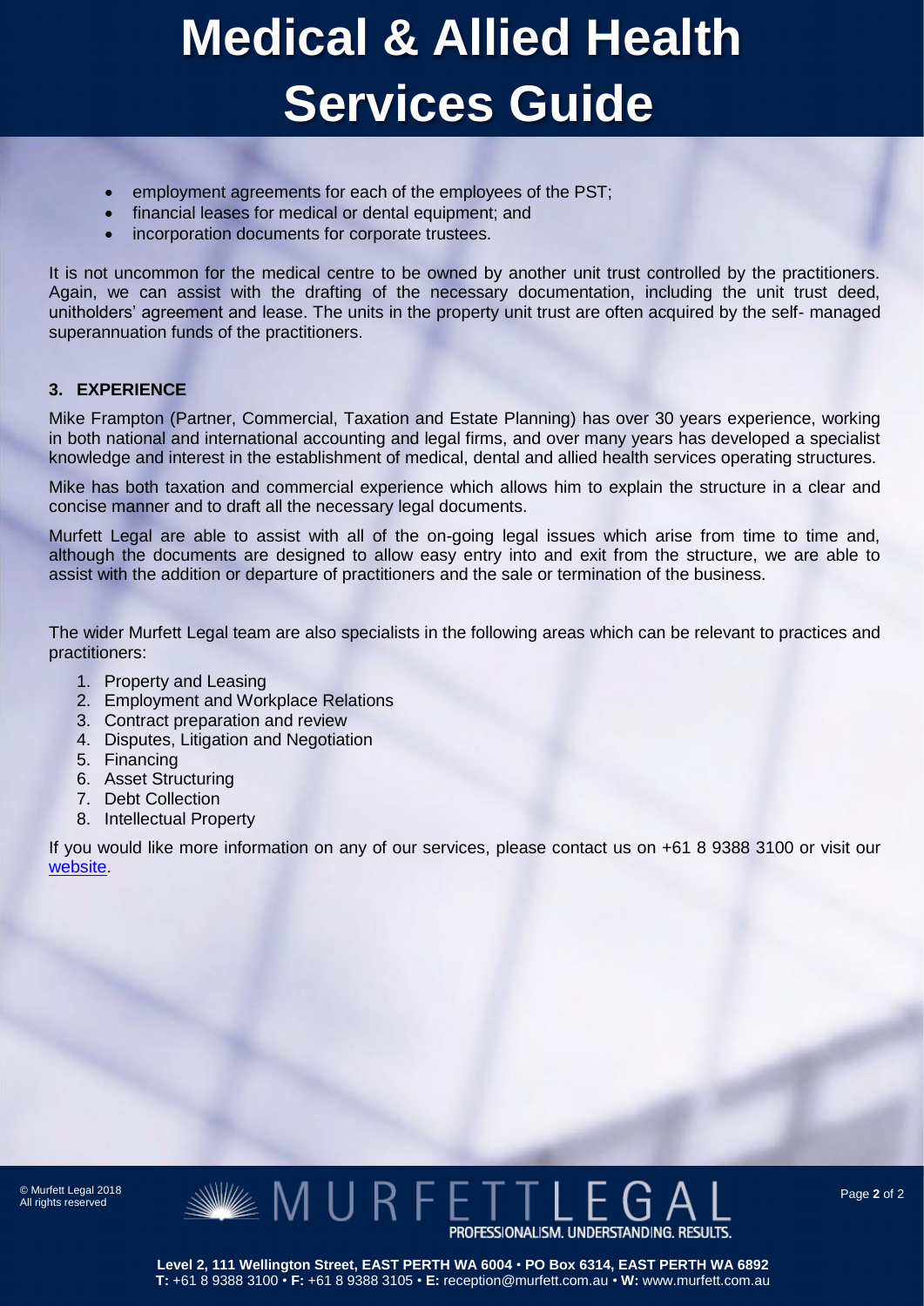- employment agreements for each of the employees of the PST;
- financial leases for medical or dental equipment; and
- incorporation documents for corporate trustees.

It is not uncommon for the medical centre to be owned by another unit trust controlled by the practitioners. Again, we can assist with the drafting of the necessary documentation, including the unit trust deed, unitholders' agreement and lease. The units in the property unit trust are often acquired by the self- managed superannuation funds of the practitioners.

## 3. EXPERIENCE

Mike Frampton (Partner, Commercial, Taxation and Estate Planning) has over 30 years experience, working in both national and international accounting and legal firms, and over many years has developed a specialist knowledge and interest in the establishment of medical, dental and allied health services operating structures.

Mike has both taxation and commercial experience which allows him to explain the structure in a clear and concise manner and to draft all the necessary legal documents.

Murfett Legal are able to assist with all of the on-going legal issues which arise from time to time and, although the documents are designed to allow easy entry into and exit from the structure, we are able to assist with the addition or departure of practitioners and the sale or termination of the business.

The wider Murfett Legal team are also specialists in the following areas which can be relevant to practices and practitioners:

1. Property and Leasing
2. Employment and Workplace Relations
3. Contract preparation and review
4. Disputes, Litigation and Negotiation
5. Financing
6. Asset Structuring
7. Debt Collection
8. Intellectual Property

If you would like more information on any of our services, please contact us on +61 8 9388 3100 or visit our website.

© Murfett Legal 2018
All rights reserved

MURFETT LEGAL
PROFESSIONALISM. UNDERSTANDING. RESULTS.

**Level 2, 111 Wellington Street, EAST PERTH WA 6004** • **PO Box 6314, EAST PERTH WA 6892**
**T:** +61 8 9388 3100 • **F:** +61 8 9388 3105 • **E:** reception@murfett.com.au • **W:** www.murfett.com.au